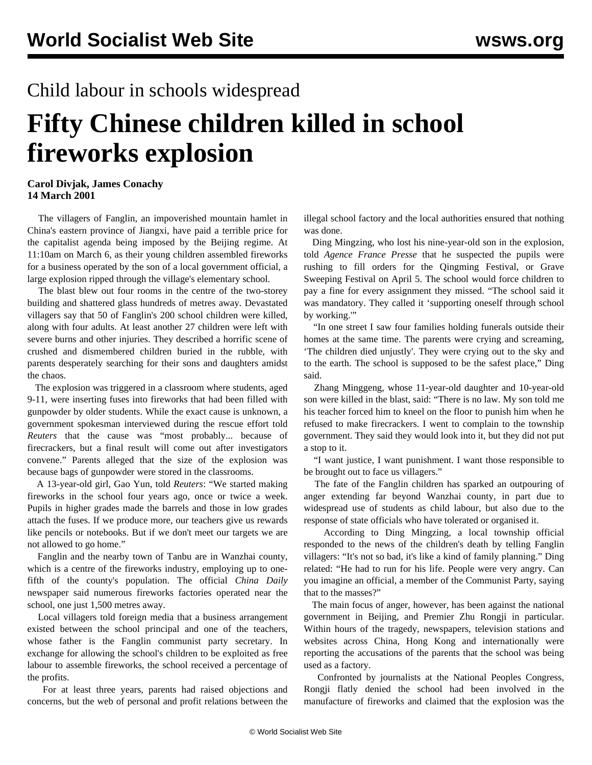Child labour in schools widespread

# Fifty Chinese children killed in school fireworks explosion

**Carol Divjak, James Conachy**
**14 March 2001**

The villagers of Fanglin, an impoverished mountain hamlet in China's eastern province of Jiangxi, have paid a terrible price for the capitalist agenda being imposed by the Beijing regime. At 11:10am on March 6, as their young children assembled fireworks for a business operated by the son of a local government official, a large explosion ripped through the village's elementary school.

The blast blew out four rooms in the centre of the two-storey building and shattered glass hundreds of metres away. Devastated villagers say that 50 of Fanglin's 200 school children were killed, along with four adults. At least another 27 children were left with severe burns and other injuries. They described a horrific scene of crushed and dismembered children buried in the rubble, with parents desperately searching for their sons and daughters amidst the chaos.

The explosion was triggered in a classroom where students, aged 9-11, were inserting fuses into fireworks that had been filled with gunpowder by older students. While the exact cause is unknown, a government spokesman interviewed during the rescue effort told *Reuters* that the cause was "most probably... because of firecrackers, but a final result will come out after investigators convene." Parents alleged that the size of the explosion was because bags of gunpowder were stored in the classrooms.

A 13-year-old girl, Gao Yun, told *Reuters*: "We started making fireworks in the school four years ago, once or twice a week. Pupils in higher grades made the barrels and those in low grades attach the fuses. If we produce more, our teachers give us rewards like pencils or notebooks. But if we don't meet our targets we are not allowed to go home."

Fanglin and the nearby town of Tanbu are in Wanzhai county, which is a centre of the fireworks industry, employing up to one-fifth of the county's population. The official *China Daily* newspaper said numerous fireworks factories operated near the school, one just 1,500 metres away.

Local villagers told foreign media that a business arrangement existed between the school principal and one of the teachers, whose father is the Fanglin communist party secretary. In exchange for allowing the school's children to be exploited as free labour to assemble fireworks, the school received a percentage of the profits.

For at least three years, parents had raised objections and concerns, but the web of personal and profit relations between the illegal school factory and the local authorities ensured that nothing was done.

Ding Mingzing, who lost his nine-year-old son in the explosion, told *Agence France Presse* that he suspected the pupils were rushing to fill orders for the Qingming Festival, or Grave Sweeping Festival on April 5. The school would force children to pay a fine for every assignment they missed. "The school said it was mandatory. They called it 'supporting oneself through school by working.'"

"In one street I saw four families holding funerals outside their homes at the same time. The parents were crying and screaming, 'The children died unjustly'. They were crying out to the sky and to the earth. The school is supposed to be the safest place," Ding said.

Zhang Minggeng, whose 11-year-old daughter and 10-year-old son were killed in the blast, said: "There is no law. My son told me his teacher forced him to kneel on the floor to punish him when he refused to make firecrackers. I went to complain to the township government. They said they would look into it, but they did not put a stop to it.

"I want justice, I want punishment. I want those responsible to be brought out to face us villagers."

The fate of the Fanglin children has sparked an outpouring of anger extending far beyond Wanzhai county, in part due to widespread use of students as child labour, but also due to the response of state officials who have tolerated or organised it.

According to Ding Mingzing, a local township official responded to the news of the children's death by telling Fanglin villagers: "It's not so bad, it's like a kind of family planning." Ding related: "He had to run for his life. People were very angry. Can you imagine an official, a member of the Communist Party, saying that to the masses?"

The main focus of anger, however, has been against the national government in Beijing, and Premier Zhu Rongji in particular. Within hours of the tragedy, newspapers, television stations and websites across China, Hong Kong and internationally were reporting the accusations of the parents that the school was being used as a factory.

Confronted by journalists at the National Peoples Congress, Rongji flatly denied the school had been involved in the manufacture of fireworks and claimed that the explosion was the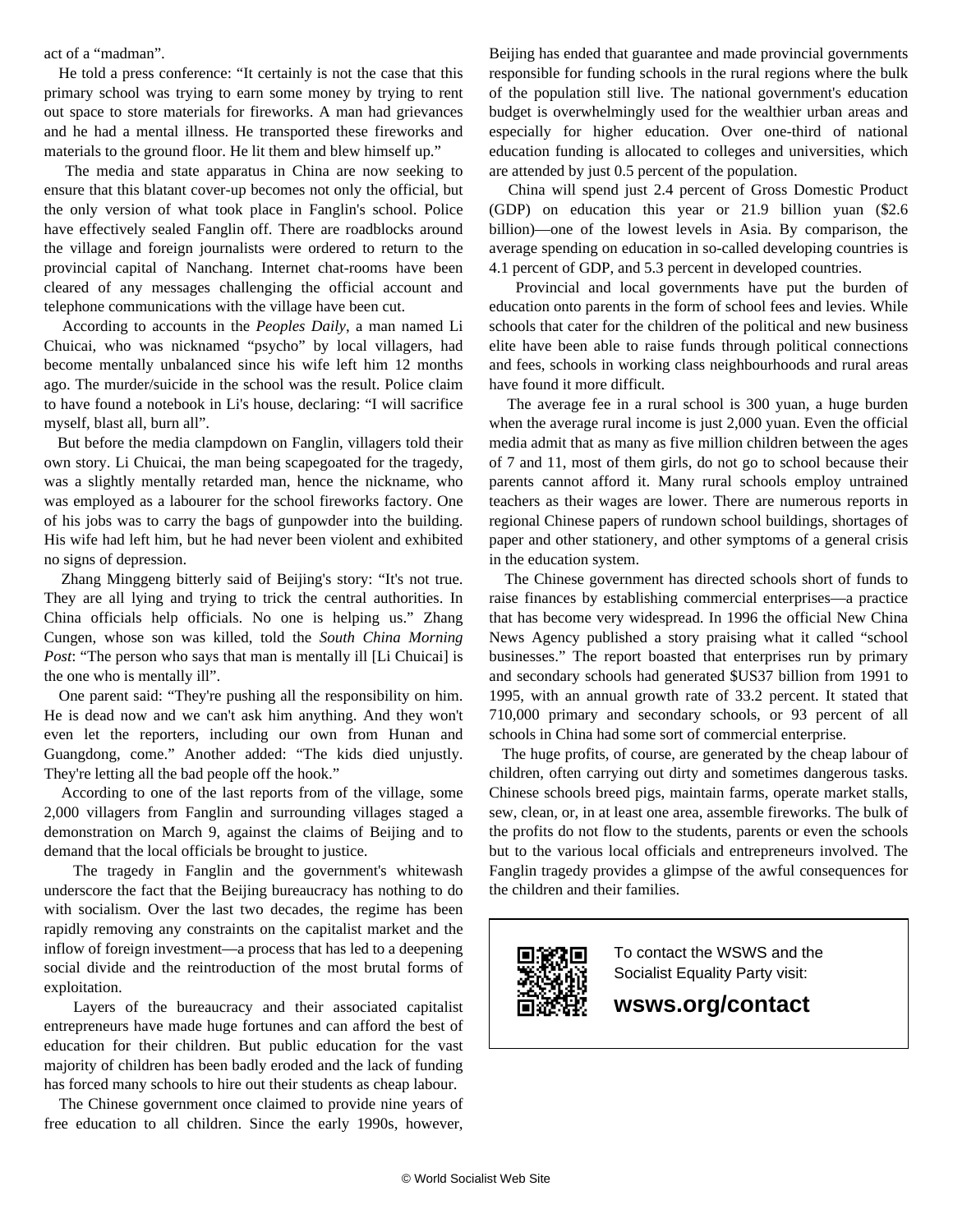act of a “madman”.

He told a press conference: “It certainly is not the case that this primary school was trying to earn some money by trying to rent out space to store materials for fireworks. A man had grievances and he had a mental illness. He transported these fireworks and materials to the ground floor. He lit them and blew himself up.”

The media and state apparatus in China are now seeking to ensure that this blatant cover-up becomes not only the official, but the only version of what took place in Fanglin's school. Police have effectively sealed Fanglin off. There are roadblocks around the village and foreign journalists were ordered to return to the provincial capital of Nanchang. Internet chat-rooms have been cleared of any messages challenging the official account and telephone communications with the village have been cut.

According to accounts in the *Peoples Daily*, a man named Li Chuicai, who was nicknamed “psycho” by local villagers, had become mentally unbalanced since his wife left him 12 months ago. The murder/suicide in the school was the result. Police claim to have found a notebook in Li's house, declaring: “I will sacrifice myself, blast all, burn all”.

But before the media clampdown on Fanglin, villagers told their own story. Li Chuicai, the man being scapegoated for the tragedy, was a slightly mentally retarded man, hence the nickname, who was employed as a labourer for the school fireworks factory. One of his jobs was to carry the bags of gunpowder into the building. His wife had left him, but he had never been violent and exhibited no signs of depression.

Zhang Minggeng bitterly said of Beijing's story: “It's not true. They are all lying and trying to trick the central authorities. In China officials help officials. No one is helping us.” Zhang Cungen, whose son was killed, told the *South China Morning Post*: “The person who says that man is mentally ill [Li Chuicai] is the one who is mentally ill”.

One parent said: “They're pushing all the responsibility on him. He is dead now and we can't ask him anything. And they won't even let the reporters, including our own from Hunan and Guangdong, come.” Another added: “The kids died unjustly. They're letting all the bad people off the hook.”

According to one of the last reports from of the village, some 2,000 villagers from Fanglin and surrounding villages staged a demonstration on March 9, against the claims of Beijing and to demand that the local officials be brought to justice.

The tragedy in Fanglin and the government's whitewash underscore the fact that the Beijing bureaucracy has nothing to do with socialism. Over the last two decades, the regime has been rapidly removing any constraints on the capitalist market and the inflow of foreign investment—a process that has led to a deepening social divide and the reintroduction of the most brutal forms of exploitation.

Layers of the bureaucracy and their associated capitalist entrepreneurs have made huge fortunes and can afford the best of education for their children. But public education for the vast majority of children has been badly eroded and the lack of funding has forced many schools to hire out their students as cheap labour.

The Chinese government once claimed to provide nine years of free education to all children. Since the early 1990s, however, Beijing has ended that guarantee and made provincial governments responsible for funding schools in the rural regions where the bulk of the population still live. The national government's education budget is overwhelmingly used for the wealthier urban areas and especially for higher education. Over one-third of national education funding is allocated to colleges and universities, which are attended by just 0.5 percent of the population.

China will spend just 2.4 percent of Gross Domestic Product (GDP) on education this year or 21.9 billion yuan ($2.6 billion)—one of the lowest levels in Asia. By comparison, the average spending on education in so-called developing countries is 4.1 percent of GDP, and 5.3 percent in developed countries.

Provincial and local governments have put the burden of education onto parents in the form of school fees and levies. While schools that cater for the children of the political and new business elite have been able to raise funds through political connections and fees, schools in working class neighbourhoods and rural areas have found it more difficult.

The average fee in a rural school is 300 yuan, a huge burden when the average rural income is just 2,000 yuan. Even the official media admit that as many as five million children between the ages of 7 and 11, most of them girls, do not go to school because their parents cannot afford it. Many rural schools employ untrained teachers as their wages are lower. There are numerous reports in regional Chinese papers of rundown school buildings, shortages of paper and other stationery, and other symptoms of a general crisis in the education system.

The Chinese government has directed schools short of funds to raise finances by establishing commercial enterprises—a practice that has become very widespread. In 1996 the official New China News Agency published a story praising what it called “school businesses.” The report boasted that enterprises run by primary and secondary schools had generated $US37 billion from 1991 to 1995, with an annual growth rate of 33.2 percent. It stated that 710,000 primary and secondary schools, or 93 percent of all schools in China had some sort of commercial enterprise.

The huge profits, of course, are generated by the cheap labour of children, often carrying out dirty and sometimes dangerous tasks. Chinese schools breed pigs, maintain farms, operate market stalls, sew, clean, or, in at least one area, assemble fireworks. The bulk of the profits do not flow to the students, parents or even the schools but to the various local officials and entrepreneurs involved. The Fanglin tragedy provides a glimpse of the awful consequences for the children and their families.

To contact the WSWS and the Socialist Equality Party visit:

**wsws.org/contact**